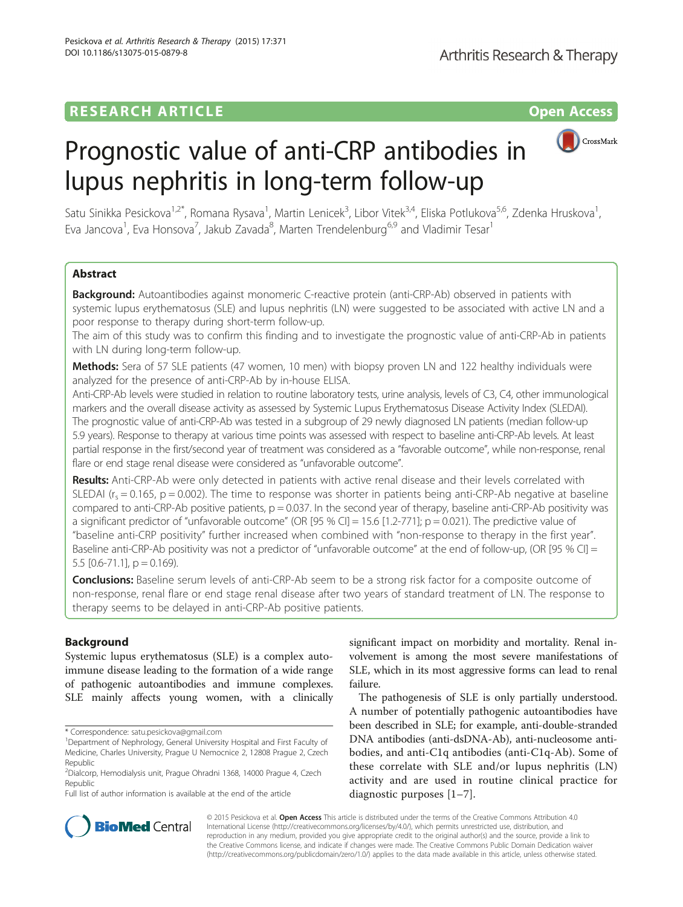RESEARCH ARTICLE

Open Access

# Prognostic value of anti-CRP antibodies in lupus nephritis in long-term follow-up

Satu Sinikka Pesickova[1,2*], Romana Rysava[1], Martin Lenicek[3], Libor Vitek[3,4], Eliska Potlukova[5,6], Zdenka Hruskova[1], Eva Jancova[1], Eva Honsova[7], Jakub Zavada[8], Marten Trendelenburg[6,9] and Vladimir Tesar[1]

## Abstract

**Background:** Autoantibodies against monomeric C-reactive protein (anti-CRP-Ab) observed in patients with systemic lupus erythematosus (SLE) and lupus nephritis (LN) were suggested to be associated with active LN and a poor response to therapy during short-term follow-up.

The aim of this study was to confirm this finding and to investigate the prognostic value of anti-CRP-Ab in patients with LN during long-term follow-up.

**Methods:** Sera of 57 SLE patients (47 women, 10 men) with biopsy proven LN and 122 healthy individuals were analyzed for the presence of anti-CRP-Ab by in-house ELISA.

Anti-CRP-Ab levels were studied in relation to routine laboratory tests, urine analysis, levels of C3, C4, other immunological markers and the overall disease activity as assessed by Systemic Lupus Erythematosus Disease Activity Index (SLEDAI). The prognostic value of anti-CRP-Ab was tested in a subgroup of 29 newly diagnosed LN patients (median follow-up 5.9 years). Response to therapy at various time points was assessed with respect to baseline anti-CRP-Ab levels. At least partial response in the first/second year of treatment was considered as a "favorable outcome", while non-response, renal flare or end stage renal disease were considered as "unfavorable outcome".

**Results:** Anti-CRP-Ab were only detected in patients with active renal disease and their levels correlated with SLEDAI ($r_s = 0.165$, $p = 0.002$). The time to response was shorter in patients being anti-CRP-Ab negative at baseline compared to anti-CRP-Ab positive patients, $p = 0.037$. In the second year of therapy, baseline anti-CRP-Ab positivity was a significant predictor of "unfavorable outcome" (OR [95 % CI] = 15.6 [1.2-771]; $p = 0.021$). The predictive value of "baseline anti-CRP positivity" further increased when combined with "non-response to therapy in the first year". Baseline anti-CRP-Ab positivity was not a predictor of "unfavorable outcome" at the end of follow-up, (OR [95 % CI] = 5.5 [0.6-71.1], $p = 0.169$).

**Conclusions:** Baseline serum levels of anti-CRP-Ab seem to be a strong risk factor for a composite outcome of non-response, renal flare or end stage renal disease after two years of standard treatment of LN. The response to therapy seems to be delayed in anti-CRP-Ab positive patients.

## Background

Systemic lupus erythematosus (SLE) is a complex autoimmune disease leading to the formation of a wide range of pathogenic autoantibodies and immune complexes. SLE mainly affects young women, with a clinically significant impact on morbidity and mortality. Renal involvement is among the most severe manifestations of SLE, which in its most aggressive forms can lead to renal failure.

The pathogenesis of SLE is only partially understood. A number of potentially pathogenic autoantibodies have been described in SLE; for example, anti-double-stranded DNA antibodies (anti-dsDNA-Ab), anti-nucleosome antibodies, and anti-C1q antibodies (anti-C1q-Ab). Some of these correlate with SLE and/or lupus nephritis (LN) activity and are used in routine clinical practice for diagnostic purposes [1–7].

\* Correspondence: satu.pesickova@gmail.com
[1]Department of Nephrology, General University Hospital and First Faculty of Medicine, Charles University, Prague U Nemocnice 2, 12808 Prague 2, Czech Republic
[2]Dialcorp, Hemodialysis unit, Prague Ohradni 1368, 14000 Prague 4, Czech Republic
Full list of author information is available at the end of the article

© 2015 Pesickova et al. **Open Access** This article is distributed under the terms of the Creative Commons Attribution 4.0 International License (http://creativecommons.org/licenses/by/4.0/), which permits unrestricted use, distribution, and reproduction in any medium, provided you give appropriate credit to the original author(s) and the source, provide a link to the Creative Commons license, and indicate if changes were made. The Creative Commons Public Domain Dedication waiver (http://creativecommons.org/publicdomain/zero/1.0/) applies to the data made available in this article, unless otherwise stated.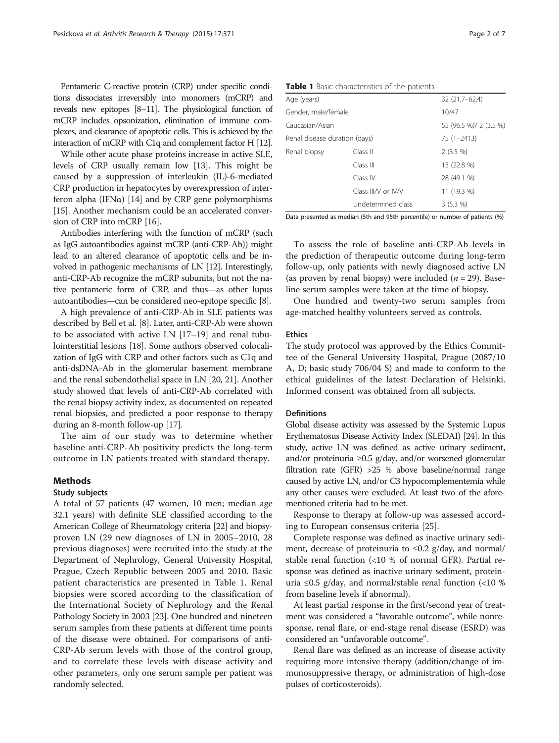Pentameric C-reactive protein (CRP) under specific conditions dissociates irreversibly into monomers (mCRP) and reveals new epitopes [8–11]. The physiological function of mCRP includes opsonization, elimination of immune complexes, and clearance of apoptotic cells. This is achieved by the interaction of mCRP with C1q and complement factor H [12].

While other acute phase proteins increase in active SLE, levels of CRP usually remain low [13]. This might be caused by a suppression of interleukin (IL)-6-mediated CRP production in hepatocytes by overexpression of interferon alpha (IFNα) [14] and by CRP gene polymorphisms [15]. Another mechanism could be an accelerated conversion of CRP into mCRP [16].

Antibodies interfering with the function of mCRP (such as IgG autoantibodies against mCRP (anti-CRP-Ab)) might lead to an altered clearance of apoptotic cells and be involved in pathogenic mechanisms of LN [12]. Interestingly, anti-CRP-Ab recognize the mCRP subunits, but not the native pentameric form of CRP, and thus—as other lupus autoantibodies—can be considered neo-epitope specific [8].

A high prevalence of anti-CRP-Ab in SLE patients was described by Bell et al. [8]. Later, anti-CRP-Ab were shown to be associated with active LN [17–19] and renal tubulointerstitial lesions [18]. Some authors observed colocalization of IgG with CRP and other factors such as C1q and anti-dsDNA-Ab in the glomerular basement membrane and the renal subendothelial space in LN [20, 21]. Another study showed that levels of anti-CRP-Ab correlated with the renal biopsy activity index, as documented on repeated renal biopsies, and predicted a poor response to therapy during an 8-month follow-up [17].

The aim of our study was to determine whether baseline anti-CRP-Ab positivity predicts the long-term outcome in LN patients treated with standard therapy.

## Methods

### Study subjects

A total of 57 patients (47 women, 10 men; median age 32.1 years) with definite SLE classified according to the American College of Rheumatology criteria [22] and biopsy-proven LN (29 new diagnoses of LN in 2005–2010, 28 previous diagnoses) were recruited into the study at the Department of Nephrology, General University Hospital, Prague, Czech Republic between 2005 and 2010. Basic patient characteristics are presented in Table 1. Renal biopsies were scored according to the classification of the International Society of Nephrology and the Renal Pathology Society in 2003 [23]. One hundred and nineteen serum samples from these patients at different time points of the disease were obtained. For comparisons of anti-CRP-Ab serum levels with those of the control group, and to correlate these levels with disease activity and other parameters, only one serum sample per patient was randomly selected.

**Table 1** Basic characteristics of the patients

| | | |
|---|---|---|
| Age (years) | | 32 (21.7–62.4) |
| Gender, male/female | | 10/47 |
| Caucasian/Asian | | 55 (96.5 %)/ 2 (3.5 %) |
| Renal disease duration (days) | | 75 (1–2413) |
| Renal biopsy | Class II | 2 (3.5 %) |
| | Class III | 13 (22.8 %) |
| | Class IV | 28 (49.1 %) |
| | Class III/V or IV/V | 11 (19.3 %) |
| | Undetermined class | 3 (5.3 %) |

Data presented as median (5th and 95th percentile) or number of patients (%)

To assess the role of baseline anti-CRP-Ab levels in the prediction of therapeutic outcome during long-term follow-up, only patients with newly diagnosed active LN (as proven by renal biopsy) were included ($n = 29$). Baseline serum samples were taken at the time of biopsy.

One hundred and twenty-two serum samples from age-matched healthy volunteers served as controls.

### Ethics

The study protocol was approved by the Ethics Committee of the General University Hospital, Prague (2087/10 A, D; basic study 706/04 S) and made to conform to the ethical guidelines of the latest Declaration of Helsinki. Informed consent was obtained from all subjects.

### Definitions

Global disease activity was assessed by the Systemic Lupus Erythematosus Disease Activity Index (SLEDAI) [24]. In this study, active LN was defined as active urinary sediment, and/or proteinuria ≥0.5 g/day, and/or worsened glomerular filtration rate (GFR) >25 % above baseline/normal range caused by active LN, and/or C3 hypocomplementemia while any other causes were excluded. At least two of the aforementioned criteria had to be met.

Response to therapy at follow-up was assessed according to European consensus criteria [25].

Complete response was defined as inactive urinary sediment, decrease of proteinuria to ≤0.2 g/day, and normal/stable renal function (<10 % of normal GFR). Partial response was defined as inactive urinary sediment, proteinuria ≤0.5 g/day, and normal/stable renal function (<10 % from baseline levels if abnormal).

At least partial response in the first/second year of treatment was considered a "favorable outcome", while nonresponse, renal flare, or end-stage renal disease (ESRD) was considered an "unfavorable outcome".

Renal flare was defined as an increase of disease activity requiring more intensive therapy (addition/change of immunosuppressive therapy, or administration of high-dose pulses of corticosteroids).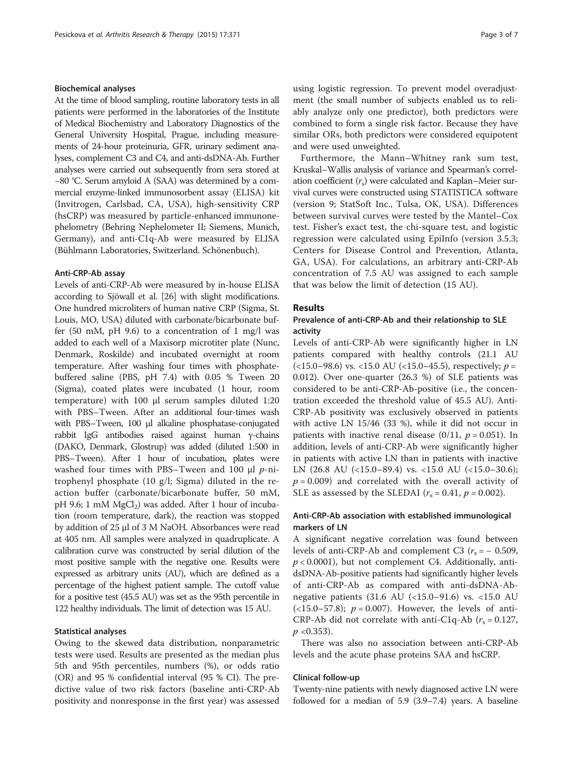#### Biochemical analyses

At the time of blood sampling, routine laboratory tests in all patients were performed in the laboratories of the Institute of Medical Biochemistry and Laboratory Diagnostics of the General University Hospital, Prague, including measurements of 24-hour proteinuria, GFR, urinary sediment analyses, complement C3 and C4, and anti-dsDNA-Ab. Further analyses were carried out subsequently from sera stored at −80 °C. Serum amyloid A (SAA) was determined by a commercial enzyme-linked immunosorbent assay (ELISA) kit (Invitrogen, Carlsbad, CA, USA), high-sensitivity CRP (hsCRP) was measured by particle-enhanced immunonephelometry (Behring Nephelometer II; Siemens, Munich, Germany), and anti-C1q-Ab were measured by ELISA (Bühlmann Laboratories, Switzerland. Schönenbuch).

#### Anti-CRP-Ab assay

Levels of anti-CRP-Ab were measured by in-house ELISA according to Sjöwall et al. [26] with slight modifications. One hundred microliters of human native CRP (Sigma, St. Louis, MO, USA) diluted with carbonate/bicarbonate buffer (50 mM, pH 9.6) to a concentration of 1 mg/l was added to each well of a Maxisorp microtiter plate (Nunc, Denmark, Roskilde) and incubated overnight at room temperature. After washing four times with phosphate-buffered saline (PBS, pH 7.4) with 0.05 % Tween 20 (Sigma), coated plates were incubated (1 hour, room temperature) with 100 μl serum samples diluted 1:20 with PBS–Tween. After an additional four-times wash with PBS–Tween, 100 μl alkaline phosphatase-conjugated rabbit IgG antibodies raised against human γ-chains (DAKO, Denmark, Glostrup) was added (diluted 1:500 in PBS–Tween). After 1 hour of incubation, plates were washed four times with PBS–Tween and 100 μl *p*-nitrophenyl phosphate (10 g/l; Sigma) diluted in the reaction buffer (carbonate/bicarbonate buffer, 50 mM, pH 9.6; 1 mM $MgCl_2$) was added. After 1 hour of incubation (room temperature, dark), the reaction was stopped by addition of 25 μl of 3 M NaOH. Absorbances were read at 405 nm. All samples were analyzed in quadruplicate. A calibration curve was constructed by serial dilution of the most positive sample with the negative one. Results were expressed as arbitrary units (AU), which are defined as a percentage of the highest patient sample. The cutoff value for a positive test (45.5 AU) was set as the 95th percentile in 122 healthy individuals. The limit of detection was 15 AU.

#### Statistical analyses

Owing to the skewed data distribution, nonparametric tests were used. Results are presented as the median plus 5th and 95th percentiles, numbers (%), or odds ratio (OR) and 95 % confidential interval (95 % CI). The predictive value of two risk factors (baseline anti-CRP-Ab positivity and nonresponse in the first year) was assessed using logistic regression. To prevent model overadjustment (the small number of subjects enabled us to reliably analyze only one predictor), both predictors were combined to form a single risk factor. Because they have similar ORs, both predictors were considered equipotent and were used unweighted.

Furthermore, the Mann–Whitney rank sum test, Kruskal–Wallis analysis of variance and Spearman's correlation coefficient ($r_s$) were calculated and Kaplan–Meier survival curves were constructed using STATISTICA software (version 9; StatSoft Inc., Tulsa, OK, USA). Differences between survival curves were tested by the Mantel–Cox test. Fisher's exact test, the chi-square test, and logistic regression were calculated using EpiInfo (version 3.5.3; Centers for Disease Control and Prevention, Atlanta, GA, USA). For calculations, an arbitrary anti-CRP-Ab concentration of 7.5 AU was assigned to each sample that was below the limit of detection (15 AU).

## Results

### Prevalence of anti-CRP-Ab and their relationship to SLE activity

Levels of anti-CRP-Ab were significantly higher in LN patients compared with healthy controls (21.1 AU (<15.0–98.6) vs. <15.0 AU (<15.0–45.5), respectively; $p = 0.012$). Over one-quarter (26.3 %) of SLE patients was considered to be anti-CRP-Ab-positive (i.e., the concentration exceeded the threshold value of 45.5 AU). Anti-CRP-Ab positivity was exclusively observed in patients with active LN 15/46 (33 %), while it did not occur in patients with inactive renal disease (0/11, $p = 0.051$). In addition, levels of anti-CRP-Ab were significantly higher in patients with active LN than in patients with inactive LN (26.8 AU (<15.0–89.4) vs. <15.0 AU (<15.0–30.6); $p = 0.009$) and correlated with the overall activity of SLE as assessed by the SLEDAI ($r_s = 0.41$, $p = 0.002$).

### Anti-CRP-Ab association with established immunological markers of LN

A significant negative correlation was found between levels of anti-CRP-Ab and complement C3 ($r_s = -0.509$, $p < 0.0001$), but not complement C4. Additionally, anti-dsDNA-Ab-positive patients had significantly higher levels of anti-CRP-Ab as compared with anti-dsDNA-Ab-negative patients (31.6 AU (<15.0–91.6) vs. <15.0 AU (<15.0–57.8); $p = 0.007$). However, the levels of anti-CRP-Ab did not correlate with anti-C1q-Ab ($r_s = 0.127$, $p < 0.353$).

There was also no association between anti-CRP-Ab levels and the acute phase proteins SAA and hsCRP.

#### Clinical follow-up

Twenty-nine patients with newly diagnosed active LN were followed for a median of 5.9 (3.9–7.4) years. A baseline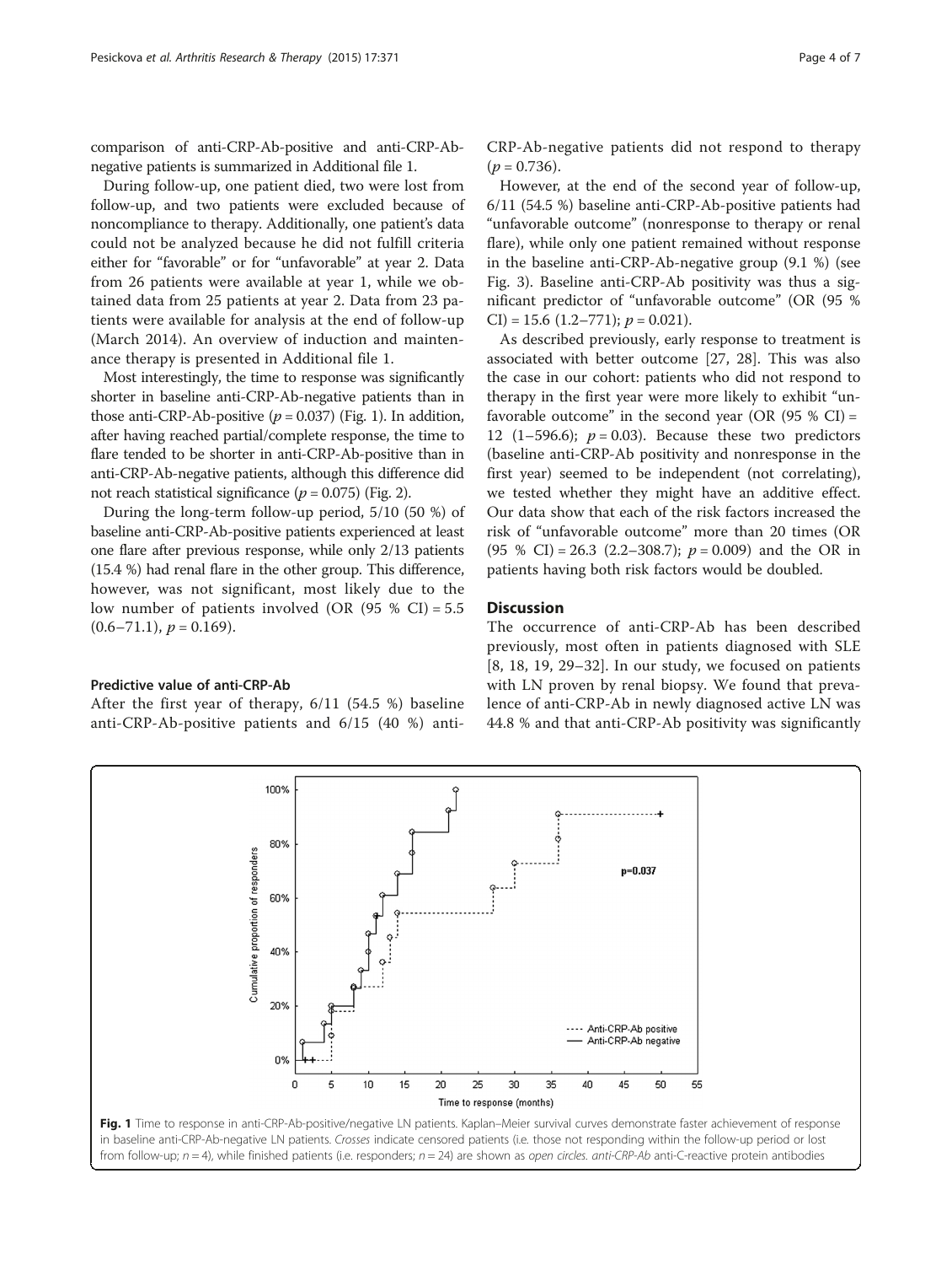comparison of anti-CRP-Ab-positive and anti-CRP-Ab-negative patients is summarized in Additional file 1.

During follow-up, one patient died, two were lost from follow-up, and two patients were excluded because of noncompliance to therapy. Additionally, one patient's data could not be analyzed because he did not fulfill criteria either for "favorable" or for "unfavorable" at year 2. Data from 26 patients were available at year 1, while we obtained data from 25 patients at year 2. Data from 23 patients were available for analysis at the end of follow-up (March 2014). An overview of induction and maintenance therapy is presented in Additional file 1.

Most interestingly, the time to response was significantly shorter in baseline anti-CRP-Ab-negative patients than in those anti-CRP-Ab-positive ($p = 0.037$) (Fig. 1). In addition, after having reached partial/complete response, the time to flare tended to be shorter in anti-CRP-Ab-positive than in anti-CRP-Ab-negative patients, although this difference did not reach statistical significance ($p = 0.075$) (Fig. 2).

During the long-term follow-up period, 5/10 (50 %) of baseline anti-CRP-Ab-positive patients experienced at least one flare after previous response, while only 2/13 patients (15.4 %) had renal flare in the other group. This difference, however, was not significant, most likely due to the low number of patients involved (OR (95 % CI) = 5.5 (0.6–71.1), $p = 0.169$).

### Predictive value of anti-CRP-Ab

After the first year of therapy, 6/11 (54.5 %) baseline anti-CRP-Ab-positive patients and 6/15 (40 %) anti-CRP-Ab-negative patients did not respond to therapy ($p = 0.736$).

However, at the end of the second year of follow-up, 6/11 (54.5 %) baseline anti-CRP-Ab-positive patients had "unfavorable outcome" (nonresponse to therapy or renal flare), while only one patient remained without response in the baseline anti-CRP-Ab-negative group (9.1 %) (see Fig. 3). Baseline anti-CRP-Ab positivity was thus a significant predictor of "unfavorable outcome" (OR (95 % CI) = 15.6 (1.2–771); $p = 0.021$).

As described previously, early response to treatment is associated with better outcome [27, 28]. This was also the case in our cohort: patients who did not respond to therapy in the first year were more likely to exhibit "unfavorable outcome" in the second year (OR (95 % CI) = 12 (1–596.6); $p = 0.03$). Because these two predictors (baseline anti-CRP-Ab positivity and nonresponse in the first year) seemed to be independent (not correlating), we tested whether they might have an additive effect. Our data show that each of the risk factors increased the risk of "unfavorable outcome" more than 20 times (OR (95 % CI) = 26.3 (2.2–308.7); $p = 0.009$) and the OR in patients having both risk factors would be doubled.

## Discussion

The occurrence of anti-CRP-Ab has been described previously, most often in patients diagnosed with SLE [8, 18, 19, 29–32]. In our study, we focused on patients with LN proven by renal biopsy. We found that prevalence of anti-CRP-Ab in newly diagnosed active LN was 44.8 % and that anti-CRP-Ab positivity was significantly

**Fig. 1** Time to response in anti-CRP-Ab-positive/negative LN patients. Kaplan–Meier survival curves demonstrate faster achievement of response in baseline anti-CRP-Ab-negative LN patients. *Crosses* indicate censored patients (i.e. those not responding within the follow-up period or lost from follow-up; $n = 4$), while finished patients (i.e. responders; $n = 24$) are shown as *open circles*. *anti-CRP-Ab* anti-C-reactive protein antibodies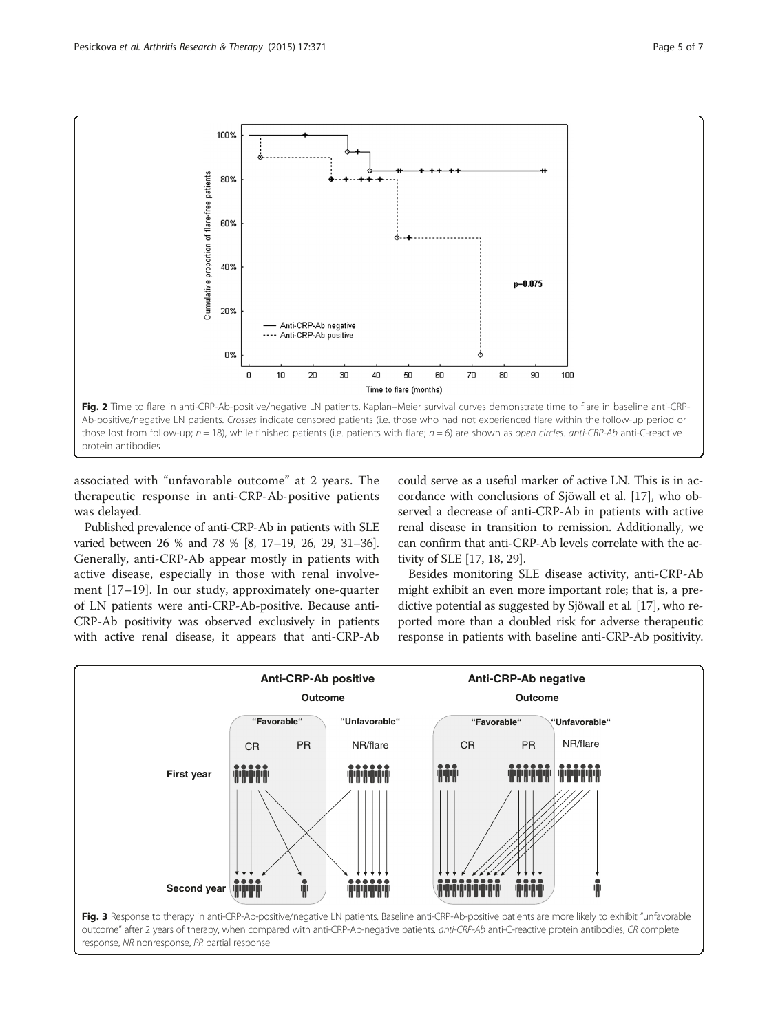Fig. 2 Time to flare in anti-CRP-Ab-positive/negative LN patients. Kaplan–Meier survival curves demonstrate time to flare in baseline anti-CRP-Ab-positive/negative LN patients. *Crosses* indicate censored patients (i.e. those who had not experienced flare within the follow-up period or those lost from follow-up; $n = 18$), while finished patients (i.e. patients with flare; $n = 6$) are shown as *open circles*. *anti-CRP-Ab* anti-C-reactive protein antibodies

associated with "unfavorable outcome" at 2 years. The therapeutic response in anti-CRP-Ab-positive patients was delayed.

Published prevalence of anti-CRP-Ab in patients with SLE varied between 26 % and 78 % [8, 17–19, 26, 29, 31–36]. Generally, anti-CRP-Ab appear mostly in patients with active disease, especially in those with renal involvement [17–19]. In our study, approximately one-quarter of LN patients were anti-CRP-Ab-positive. Because anti-CRP-Ab positivity was observed exclusively in patients with active renal disease, it appears that anti-CRP-Ab could serve as a useful marker of active LN. This is in accordance with conclusions of Sjöwall et al. [17], who observed a decrease of anti-CRP-Ab in patients with active renal disease in transition to remission. Additionally, we can confirm that anti-CRP-Ab levels correlate with the activity of SLE [17, 18, 29].

Besides monitoring SLE disease activity, anti-CRP-Ab might exhibit an even more important role; that is, a predictive potential as suggested by Sjöwall et al. [17], who reported more than a doubled risk for adverse therapeutic response in patients with baseline anti-CRP-Ab positivity.

Fig. 3 Response to therapy in anti-CRP-Ab-positive/negative LN patients. Baseline anti-CRP-Ab-positive patients are more likely to exhibit "unfavorable outcome" after 2 years of therapy, when compared with anti-CRP-Ab-negative patients. *anti-CRP-Ab* anti-C-reactive protein antibodies, *CR* complete response, *NR* nonresponse, *PR* partial response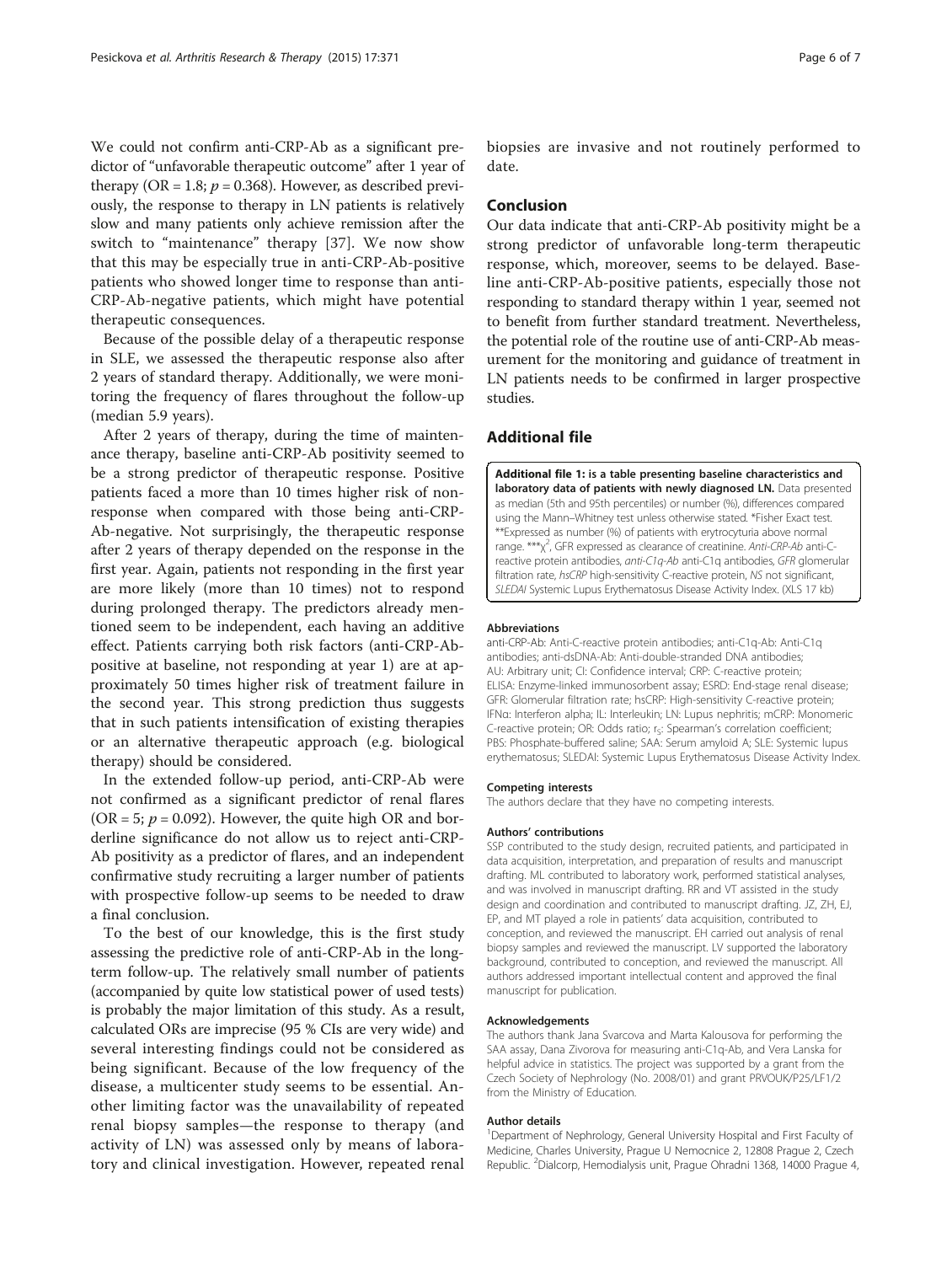We could not confirm anti-CRP-Ab as a significant predictor of "unfavorable therapeutic outcome" after 1 year of therapy (OR = 1.8; $p = 0.368$). However, as described previously, the response to therapy in LN patients is relatively slow and many patients only achieve remission after the switch to "maintenance" therapy [37]. We now show that this may be especially true in anti-CRP-Ab-positive patients who showed longer time to response than anti-CRP-Ab-negative patients, which might have potential therapeutic consequences.

Because of the possible delay of a therapeutic response in SLE, we assessed the therapeutic response also after 2 years of standard therapy. Additionally, we were monitoring the frequency of flares throughout the follow-up (median 5.9 years).

After 2 years of therapy, during the time of maintenance therapy, baseline anti-CRP-Ab positivity seemed to be a strong predictor of therapeutic response. Positive patients faced a more than 10 times higher risk of nonresponse when compared with those being anti-CRP-Ab-negative. Not surprisingly, the therapeutic response after 2 years of therapy depended on the response in the first year. Again, patients not responding in the first year are more likely (more than 10 times) not to respond during prolonged therapy. The predictors already mentioned seem to be independent, each having an additive effect. Patients carrying both risk factors (anti-CRP-Ab-positive at baseline, not responding at year 1) are at approximately 50 times higher risk of treatment failure in the second year. This strong prediction thus suggests that in such patients intensification of existing therapies or an alternative therapeutic approach (e.g. biological therapy) should be considered.

In the extended follow-up period, anti-CRP-Ab were not confirmed as a significant predictor of renal flares (OR = 5; $p = 0.092$). However, the quite high OR and borderline significance do not allow us to reject anti-CRP-Ab positivity as a predictor of flares, and an independent confirmative study recruiting a larger number of patients with prospective follow-up seems to be needed to draw a final conclusion.

To the best of our knowledge, this is the first study assessing the predictive role of anti-CRP-Ab in the long-term follow-up. The relatively small number of patients (accompanied by quite low statistical power of used tests) is probably the major limitation of this study. As a result, calculated ORs are imprecise (95 % CIs are very wide) and several interesting findings could not be considered as being significant. Because of the low frequency of the disease, a multicenter study seems to be essential. Another limiting factor was the unavailability of repeated renal biopsy samples—the response to therapy (and activity of LN) was assessed only by means of laboratory and clinical investigation. However, repeated renal biopsies are invasive and not routinely performed to date.

## Conclusion

Our data indicate that anti-CRP-Ab positivity might be a strong predictor of unfavorable long-term therapeutic response, which, moreover, seems to be delayed. Baseline anti-CRP-Ab-positive patients, especially those not responding to standard therapy within 1 year, seemed not to benefit from further standard treatment. Nevertheless, the potential role of the routine use of anti-CRP-Ab measurement for the monitoring and guidance of treatment in LN patients needs to be confirmed in larger prospective studies.

## Additional file

**Additional file 1: is a table presenting baseline characteristics and laboratory data of patients with newly diagnosed LN.** Data presented as median (5th and 95th percentiles) or number (%), differences compared using the Mann–Whitney test unless otherwise stated. *Fisher Exact test. **Expressed as number (%) of patients with erytrocyturia above normal range. ***$\chi^2$, GFR expressed as clearance of creatinine. *Anti-CRP-Ab* anti-C-reactive protein antibodies, *anti-C1q-Ab* anti-C1q antibodies, *GFR* glomerular filtration rate, *hsCRP* high-sensitivity C-reactive protein, *NS* not significant, *SLEDAI* Systemic Lupus Erythematosus Disease Activity Index. (XLS 17 kb)

#### Abbreviations

anti-CRP-Ab: Anti-C-reactive protein antibodies; anti-C1q-Ab: Anti-C1q antibodies; anti-dsDNA-Ab: Anti-double-stranded DNA antibodies; AU: Arbitrary unit; CI: Confidence interval; CRP: C-reactive protein; ELISA: Enzyme-linked immunosorbent assay; ESRD: End-stage renal disease; GFR: Glomerular filtration rate; hsCRP: High-sensitivity C-reactive protein; IFNα: Interferon alpha; IL: Interleukin; LN: Lupus nephritis; mCRP: Monomeric C-reactive protein; OR: Odds ratio; $r_s$: Spearman's correlation coefficient; PBS: Phosphate-buffered saline; SAA: Serum amyloid A; SLE: Systemic lupus erythematosus; SLEDAI: Systemic Lupus Erythematosus Disease Activity Index.

#### Competing interests

The authors declare that they have no competing interests.

#### Authors' contributions

SSP contributed to the study design, recruited patients, and participated in data acquisition, interpretation, and preparation of results and manuscript drafting. ML contributed to laboratory work, performed statistical analyses, and was involved in manuscript drafting. RR and VT assisted in the study design and coordination and contributed to manuscript drafting. JZ, ZH, EJ, EP, and MT played a role in patients' data acquisition, contributed to conception, and reviewed the manuscript. EH carried out analysis of renal biopsy samples and reviewed the manuscript. LV supported the laboratory background, contributed to conception, and reviewed the manuscript. All authors addressed important intellectual content and approved the final manuscript for publication.

#### Acknowledgements

The authors thank Jana Svarcova and Marta Kalousova for performing the SAA assay, Dana Zivorova for measuring anti-C1q-Ab, and Vera Lanska for helpful advice in statistics. The project was supported by a grant from the Czech Society of Nephrology (No. 2008/01) and grant PRVOUK/P25/LF1/2 from the Ministry of Education.

#### Author details

[1]Department of Nephrology, General University Hospital and First Faculty of Medicine, Charles University, Prague U Nemocnice 2, 12808 Prague 2, Czech Republic. [2]Dialcorp, Hemodialysis unit, Prague Ohradni 1368, 14000 Prague 4,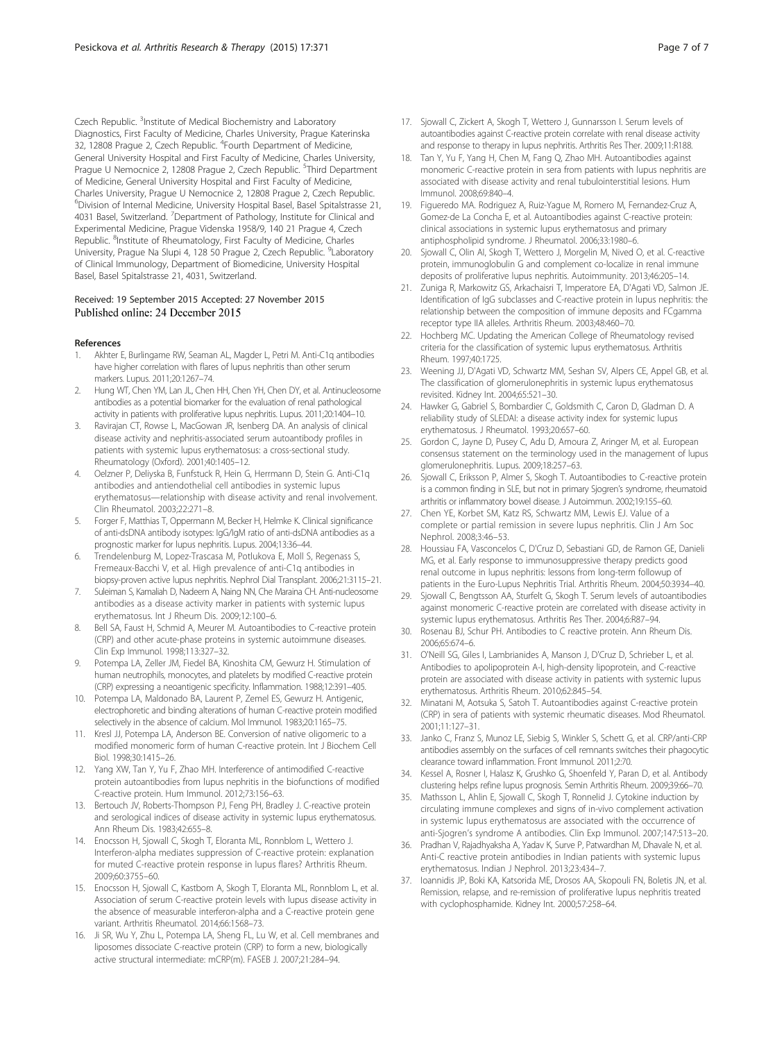Czech Republic. [3]Institute of Medical Biochemistry and Laboratory Diagnostics, First Faculty of Medicine, Charles University, Prague Katerinska 32, 12808 Prague 2, Czech Republic. [4]Fourth Department of Medicine, General University Hospital and First Faculty of Medicine, Charles University, Prague U Nemocnice 2, 12808 Prague 2, Czech Republic. [5]Third Department of Medicine, General University Hospital and First Faculty of Medicine, Charles University, Prague U Nemocnice 2, 12808 Prague 2, Czech Republic. [6]Division of Internal Medicine, University Hospital Basel, Basel Spitalstrasse 21, 4031 Basel, Switzerland. [7]Department of Pathology, Institute for Clinical and Experimental Medicine, Prague Videnska 1958/9, 140 21 Prague 4, Czech Republic. [8]Institute of Rheumatology, First Faculty of Medicine, Charles University, Prague Na Slupi 4, 128 50 Prague 2, Czech Republic. [9]Laboratory of Clinical Immunology, Department of Biomedicine, University Hospital Basel, Basel Spitalstrasse 21, 4031, Switzerland.

Received: 19 September 2015 Accepted: 27 November 2015
Published online: 24 December 2015

## References

1. Akhter E, Burlingame RW, Seaman AL, Magder L, Petri M. Anti-C1q antibodies have higher correlation with flares of lupus nephritis than other serum markers. Lupus. 2011;20:1267–74.
2. Hung WT, Chen YM, Lan JL, Chen HH, Chen YH, Chen DY, et al. Antinucleosome antibodies as a potential biomarker for the evaluation of renal pathological activity in patients with proliferative lupus nephritis. Lupus. 2011;20:1404–10.
3. Ravirajan CT, Rowse L, MacGowan JR, Isenberg DA. An analysis of clinical disease activity and nephritis-associated serum autoantibody profiles in patients with systemic lupus erythematosus: a cross-sectional study. Rheumatology (Oxford). 2001;40:1405–12.
4. Oelzner P, Deliyska B, Funfstuck R, Hein G, Herrmann D, Stein G. Anti-C1q antibodies and antiendothelial cell antibodies in systemic lupus erythematosus—relationship with disease activity and renal involvement. Clin Rheumatol. 2003;22:271–8.
5. Forger F, Matthias T, Oppermann M, Becker H, Helmke K. Clinical significance of anti-dsDNA antibody isotypes: IgG/IgM ratio of anti-dsDNA antibodies as a prognostic marker for lupus nephritis. Lupus. 2004;13:36–44.
6. Trendelenburg M, Lopez-Trascasa M, Potlukova E, Moll S, Regenass S, Fremeaux-Bacchi V, et al. High prevalence of anti-C1q antibodies in biopsy-proven active lupus nephritis. Nephrol Dial Transplant. 2006;21:3115–21.
7. Suleiman S, Kamaliah D, Nadeem A, Naing NN, Che Maraina CH. Anti-nucleosome antibodies as a disease activity marker in patients with systemic lupus erythematosus. Int J Rheum Dis. 2009;12:100–6.
8. Bell SA, Faust H, Schmid A, Meurer M. Autoantibodies to C-reactive protein (CRP) and other acute-phase proteins in systemic autoimmune diseases. Clin Exp Immunol. 1998;113:327–32.
9. Potempa LA, Zeller JM, Fiedel BA, Kinoshita CM, Gewurz H. Stimulation of human neutrophils, monocytes, and platelets by modified C-reactive protein (CRP) expressing a neoantigenic specificity. Inflammation. 1988;12:391–405.
10. Potempa LA, Maldonado BA, Laurent P, Zemel ES, Gewurz H. Antigenic, electrophoretic and binding alterations of human C-reactive protein modified selectively in the absence of calcium. Mol Immunol. 1983;20:1165–75.
11. Kresl JJ, Potempa LA, Anderson BE. Conversion of native oligomeric to a modified monomeric form of human C-reactive protein. Int J Biochem Cell Biol. 1998;30:1415–26.
12. Yang XW, Tan Y, Yu F, Zhao MH. Interference of antimodified C-reactive protein autoantibodies from lupus nephritis in the biofunctions of modified C-reactive protein. Hum Immunol. 2012;73:156–63.
13. Bertouch JV, Roberts-Thompson PJ, Feng PH, Bradley J. C-reactive protein and serological indices of disease activity in systemic lupus erythematosus. Ann Rheum Dis. 1983;42:655–8.
14. Enocsson H, Sjowall C, Skogh T, Eloranta ML, Ronnblom L, Wettero J. Interferon-alpha mediates suppression of C-reactive protein: explanation for muted C-reactive protein response in lupus flares? Arthritis Rheum. 2009;60:3755–60.
15. Enocsson H, Sjowall C, Kastbom A, Skogh T, Eloranta ML, Ronnblom L, et al. Association of serum C-reactive protein levels with lupus disease activity in the absence of measurable interferon-alpha and a C-reactive protein gene variant. Arthritis Rheumatol. 2014;66:1568–73.
16. Ji SR, Wu Y, Zhu L, Potempa LA, Sheng FL, Lu W, et al. Cell membranes and liposomes dissociate C-reactive protein (CRP) to form a new, biologically active structural intermediate: mCRP(m). FASEB J. 2007;21:284–94.
17. Sjowall C, Zickert A, Skogh T, Wettero J, Gunnarsson I. Serum levels of autoantibodies against C-reactive protein correlate with renal disease activity and response to therapy in lupus nephritis. Arthritis Res Ther. 2009;11:R188.
18. Tan Y, Yu F, Yang H, Chen M, Fang Q, Zhao MH. Autoantibodies against monomeric C-reactive protein in sera from patients with lupus nephritis are associated with disease activity and renal tubulointerstitial lesions. Hum Immunol. 2008;69:840–4.
19. Figueredo MA. Rodriguez A, Ruiz-Yague M, Romero M, Fernandez-Cruz A, Gomez-de La Concha E, et al. Autoantibodies against C-reactive protein: clinical associations in systemic lupus erythematosus and primary antiphospholipid syndrome. J Rheumatol. 2006;33:1980–6.
20. Sjowall C, Olin AI, Skogh T, Wettero J, Morgelin M, Nived O, et al. C-reactive protein, immunoglobulin G and complement co-localize in renal immune deposits of proliferative lupus nephritis. Autoimmunity. 2013;46:205–14.
21. Zuniga R, Markowitz GS, Arkachaisri T, Imperatore EA, D'Agati VD, Salmon JE. Identification of IgG subclasses and C-reactive protein in lupus nephritis: the relationship between the composition of immune deposits and FCgamma receptor type IIA alleles. Arthritis Rheum. 2003;48:460–70.
22. Hochberg MC. Updating the American College of Rheumatology revised criteria for the classification of systemic lupus erythematosus. Arthritis Rheum. 1997;40:1725.
23. Weening JJ, D'Agati VD, Schwartz MM, Seshan SV, Alpers CE, Appel GB, et al. The classification of glomerulonephritis in systemic lupus erythematosus revisited. Kidney Int. 2004;65:521–30.
24. Hawker G, Gabriel S, Bombardier C, Goldsmith C, Caron D, Gladman D. A reliability study of SLEDAI: a disease activity index for systemic lupus erythematosus. J Rheumatol. 1993;20:657–60.
25. Gordon C, Jayne D, Pusey C, Adu D, Amoura Z, Aringer M, et al. European consensus statement on the terminology used in the management of lupus glomerulonephritis. Lupus. 2009;18:257–63.
26. Sjowall C, Eriksson P, Almer S, Skogh T. Autoantibodies to C-reactive protein is a common finding in SLE, but not in primary Sjogren's syndrome, rheumatoid arthritis or inflammatory bowel disease. J Autoimmun. 2002;19:155–60.
27. Chen YE, Korbet SM, Katz RS, Schwartz MM, Lewis EJ. Value of a complete or partial remission in severe lupus nephritis. Clin J Am Soc Nephrol. 2008;3:46–53.
28. Houssiau FA, Vasconcelos C, D'Cruz D, Sebastiani GD, de Ramon GE, Danieli MG, et al. Early response to immunosuppressive therapy predicts good renal outcome in lupus nephritis: lessons from long-term followup of patients in the Euro-Lupus Nephritis Trial. Arthritis Rheum. 2004;50:3934–40.
29. Sjowall C, Bengtsson AA, Sturfelt G, Skogh T. Serum levels of autoantibodies against monomeric C-reactive protein are correlated with disease activity in systemic lupus erythematosus. Arthritis Res Ther. 2004;6:R87–94.
30. Rosenau BJ, Schur PH. Antibodies to C reactive protein. Ann Rheum Dis. 2006;65:674–6.
31. O'Neill SG, Giles I, Lambrianides A, Manson J, D'Cruz D, Schrieber L, et al. Antibodies to apolipoprotein A-I, high-density lipoprotein, and C-reactive protein are associated with disease activity in patients with systemic lupus erythematosus. Arthritis Rheum. 2010;62:845–54.
32. Minatani M, Aotsuka S, Satoh T. Autoantibodies against C-reactive protein (CRP) in sera of patients with systemic rheumatic diseases. Mod Rheumatol. 2001;11:127–31.
33. Janko C, Franz S, Munoz LE, Siebig S, Winkler S, Schett G, et al. CRP/anti-CRP antibodies assembly on the surfaces of cell remnants switches their phagocytic clearance toward inflammation. Front Immunol. 2011;2:70.
34. Kessel A, Rosner I, Halasz K, Grushko G, Shoenfeld Y, Paran D, et al. Antibody clustering helps refine lupus prognosis. Semin Arthritis Rheum. 2009;39:66–70.
35. Mathsson L, Ahlin E, Sjowall C, Skogh T, Ronnelid J. Cytokine induction by circulating immune complexes and signs of in-vivo complement activation in systemic lupus erythematosus are associated with the occurrence of anti-Sjogren's syndrome A antibodies. Clin Exp Immunol. 2007;147:513–20.
36. Pradhan V, Rajadhyaksha A, Yadav K, Surve P, Patwardhan M, Dhavale N, et al. Anti-C reactive protein antibodies in Indian patients with systemic lupus erythematosus. Indian J Nephrol. 2013;23:434–7.
37. Ioannidis JP, Boki KA, Katsorida ME, Drosos AA, Skopouli FN, Boletis JN, et al. Remission, relapse, and re-remission of proliferative lupus nephritis treated with cyclophosphamide. Kidney Int. 2000;57:258–64.